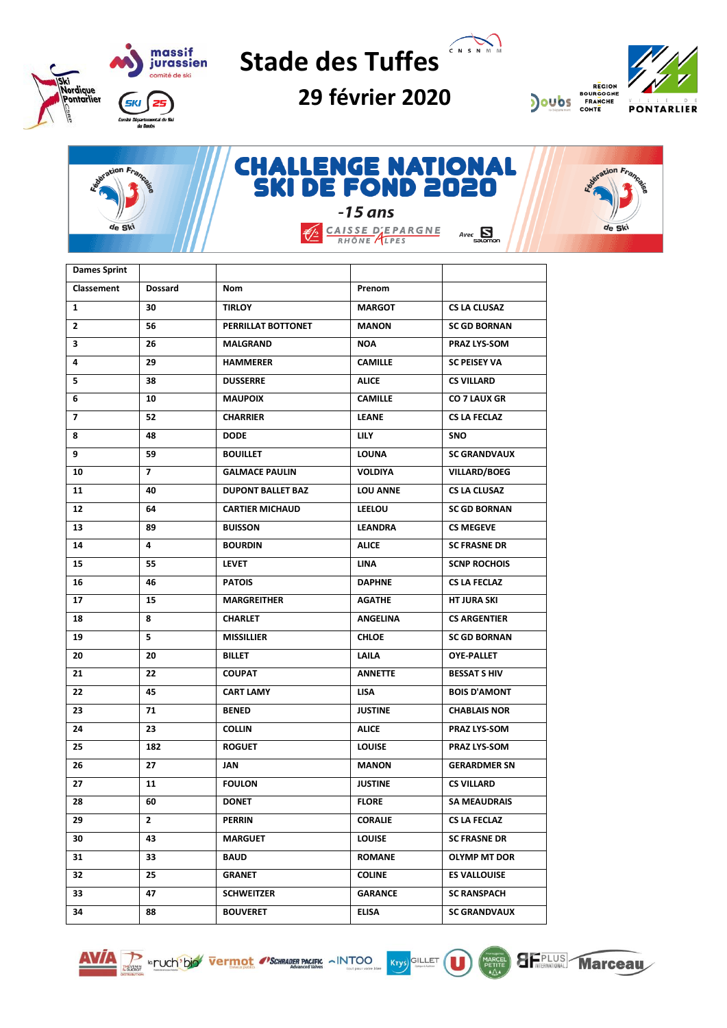# Stade des Tuffes

## 29 février 2020

# CHALLENGE NATIONAL SKI DE FOND 2020

*-15 ans*

CAISSE D'EPARGNE RHÔNE ALPES

Avec Salomon

| Dames Sprint | | | | |
|---|---|---|---|---|
| Classement | Dossard | Nom | Prenom | |
| 1 | 30 | TIRLOY | MARGOT | CS LA CLUSAZ |
| 2 | 56 | PERRILLAT BOTTONET | MANON | SC GD BORNAN |
| 3 | 26 | MALGRAND | NOA | PRAZ LYS-SOM |
| 4 | 29 | HAMMERER | CAMILLE | SC PEISEY VA |
| 5 | 38 | DUSSERRE | ALICE | CS VILLARD |
| 6 | 10 | MAUPOIX | CAMILLE | CO 7 LAUX GR |
| 7 | 52 | CHARRIER | LEANE | CS LA FECLAZ |
| 8 | 48 | DODE | LILY | SNO |
| 9 | 59 | BOUILLET | LOUNA | SC GRANDVAUX |
| 10 | 7 | GALMACE PAULIN | VOLDIYA | VILLARD/BOEG |
| 11 | 40 | DUPONT BALLET BAZ | LOU ANNE | CS LA CLUSAZ |
| 12 | 64 | CARTIER MICHAUD | LEELOU | SC GD BORNAN |
| 13 | 89 | BUISSON | LEANDRA | CS MEGEVE |
| 14 | 4 | BOURDIN | ALICE | SC FRASNE DR |
| 15 | 55 | LEVET | LINA | SCNP ROCHOIS |
| 16 | 46 | PATOIS | DAPHNE | CS LA FECLAZ |
| 17 | 15 | MARGREITHER | AGATHE | HT JURA SKI |
| 18 | 8 | CHARLET | ANGELINA | CS ARGENTIER |
| 19 | 5 | MISSILLIER | CHLOE | SC GD BORNAN |
| 20 | 20 | BILLET | LAILA | OYE-PALLET |
| 21 | 22 | COUPAT | ANNETTE | BESSAT S HIV |
| 22 | 45 | CART LAMY | LISA | BOIS D'AMONT |
| 23 | 71 | BENED | JUSTINE | CHABLAIS NOR |
| 24 | 23 | COLLIN | ALICE | PRAZ LYS-SOM |
| 25 | 182 | ROGUET | LOUISE | PRAZ LYS-SOM |
| 26 | 27 | JAN | MANON | GERARDMER SN |
| 27 | 11 | FOULON | JUSTINE | CS VILLARD |
| 28 | 60 | DONET | FLORE | SA MEAUDRAIS |
| 29 | 2 | PERRIN | CORALIE | CS LA FECLAZ |
| 30 | 43 | MARGUET | LOUISE | SC FRASNE DR |
| 31 | 33 | BAUD | ROMANE | OLYMP MT DOR |
| 32 | 25 | GRANET | COLINE | ES VALLOUISE |
| 33 | 47 | SCHWEITZER | GARANCE | SC RANSPACH |
| 34 | 88 | BOUVERET | ELISA | SC GRANDVAUX |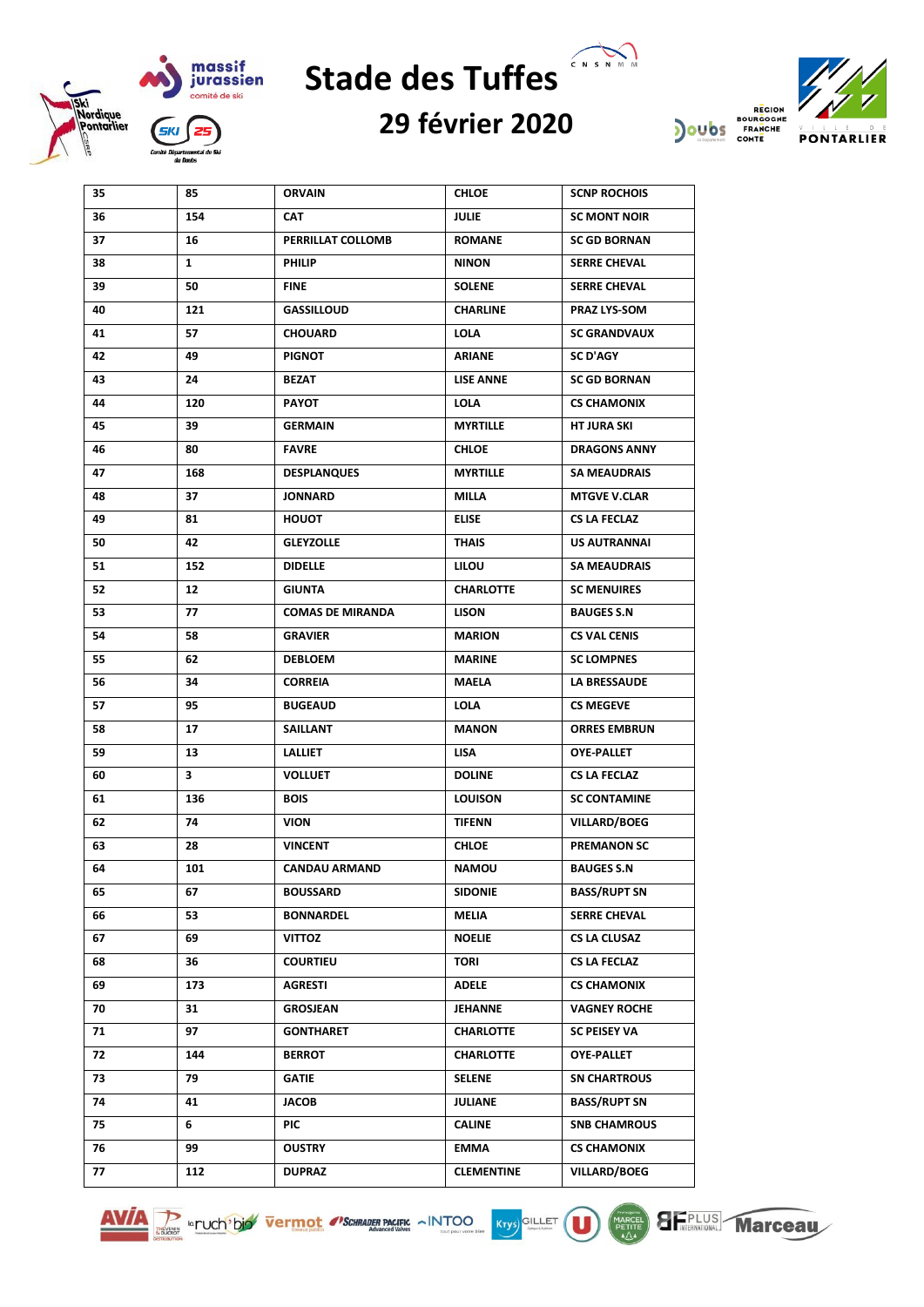# Stade des Tuffes

## 29 février 2020

| 35 | 85 | ORVAIN | CHLOE | SCNP ROCHOIS |
|---|---|---|---|---|
| 36 | 154 | CAT | JULIE | SC MONT NOIR |
| 37 | 16 | PERRILLAT COLLOMB | ROMANE | SC GD BORNAN |
| 38 | 1 | PHILIP | NINON | SERRE CHEVAL |
| 39 | 50 | FINE | SOLENE | SERRE CHEVAL |
| 40 | 121 | GASSILLOUD | CHARLINE | PRAZ LYS-SOM |
| 41 | 57 | CHOUARD | LOLA | SC GRANDVAUX |
| 42 | 49 | PIGNOT | ARIANE | SC D'AGY |
| 43 | 24 | BEZAT | LISE ANNE | SC GD BORNAN |
| 44 | 120 | PAYOT | LOLA | CS CHAMONIX |
| 45 | 39 | GERMAIN | MYRTILLE | HT JURA SKI |
| 46 | 80 | FAVRE | CHLOE | DRAGONS ANNY |
| 47 | 168 | DESPLANQUES | MYRTILLE | SA MEAUDRAIS |
| 48 | 37 | JONNARD | MILLA | MTGVE V.CLAR |
| 49 | 81 | HOUOT | ELISE | CS LA FECLAZ |
| 50 | 42 | GLEYZOLLE | THAIS | US AUTRANNAI |
| 51 | 152 | DIDELLE | LILOU | SA MEAUDRAIS |
| 52 | 12 | GIUNTA | CHARLOTTE | SC MENUIRES |
| 53 | 77 | COMAS DE MIRANDA | LISON | BAUGES S.N |
| 54 | 58 | GRAVIER | MARION | CS VAL CENIS |
| 55 | 62 | DEBLOEM | MARINE | SC LOMPNES |
| 56 | 34 | CORREIA | MAELA | LA BRESSAUDE |
| 57 | 95 | BUGEAUD | LOLA | CS MEGEVE |
| 58 | 17 | SAILLANT | MANON | ORRES EMBRUN |
| 59 | 13 | LALLIET | LISA | OYE-PALLET |
| 60 | 3 | VOLLUET | DOLINE | CS LA FECLAZ |
| 61 | 136 | BOIS | LOUISON | SC CONTAMINE |
| 62 | 74 | VION | TIFENN | VILLARD/BOEG |
| 63 | 28 | VINCENT | CHLOE | PREMANON SC |
| 64 | 101 | CANDAU ARMAND | NAMOU | BAUGES S.N |
| 65 | 67 | BOUSSARD | SIDONIE | BASS/RUPT SN |
| 66 | 53 | BONNARDEL | MELIA | SERRE CHEVAL |
| 67 | 69 | VITTOZ | NOELIE | CS LA CLUSAZ |
| 68 | 36 | COURTIEU | TORI | CS LA FECLAZ |
| 69 | 173 | AGRESTI | ADELE | CS CHAMONIX |
| 70 | 31 | GROSJEAN | JEHANNE | VAGNEY ROCHE |
| 71 | 97 | GONTHARET | CHARLOTTE | SC PEISEY VA |
| 72 | 144 | BERROT | CHARLOTTE | OYE-PALLET |
| 73 | 79 | GATIE | SELENE | SN CHARTROUS |
| 74 | 41 | JACOB | JULIANE | BASS/RUPT SN |
| 75 | 6 | PIC | CALINE | SNB CHAMROUS |
| 76 | 99 | OUSTRY | EMMA | CS CHAMONIX |
| 77 | 112 | DUPRAZ | CLEMENTINE | VILLARD/BOEG |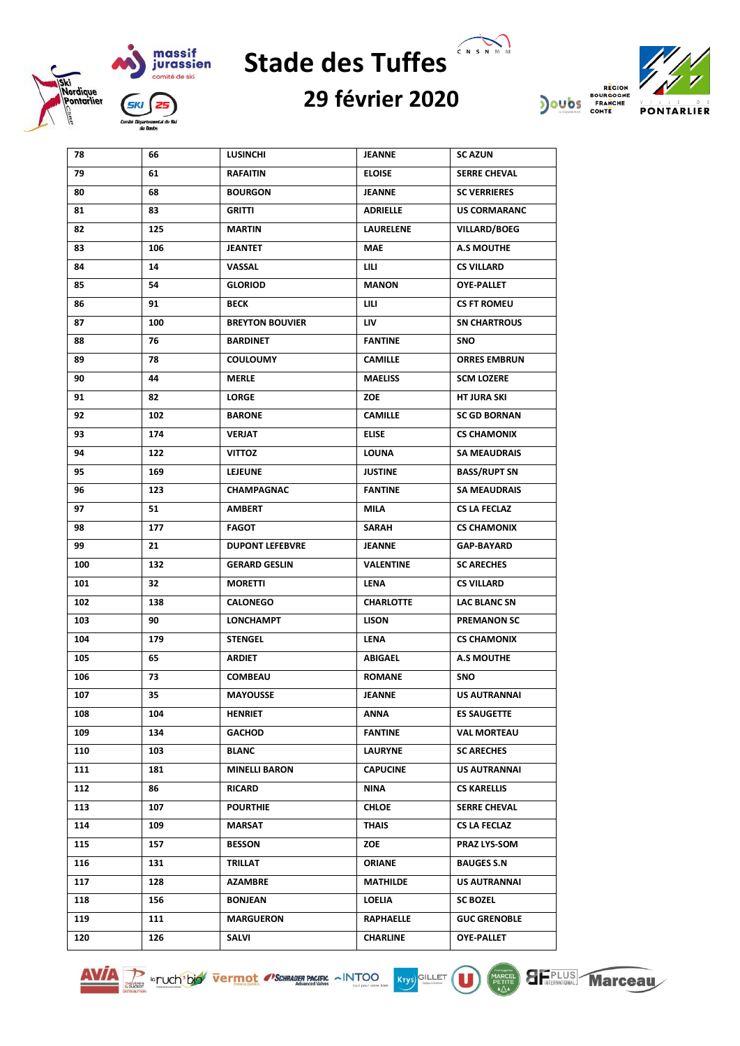# Stade des Tuffes

## 29 février 2020

| 78 | 66 | LUSINCHI | JEANNE | SC AZUN |
|---|---|---|---|---|
| 79 | 61 | RAFAITIN | ELOISE | SERRE CHEVAL |
| 80 | 68 | BOURGON | JEANNE | SC VERRIERES |
| 81 | 83 | GRITTI | ADRIELLE | US CORMARANC |
| 82 | 125 | MARTIN | LAURELENE | VILLARD/BOEG |
| 83 | 106 | JEANTET | MAE | A.S MOUTHE |
| 84 | 14 | VASSAL | LILI | CS VILLARD |
| 85 | 54 | GLORIOD | MANON | OYE-PALLET |
| 86 | 91 | BECK | LILI | CS FT ROMEU |
| 87 | 100 | BREYTON BOUVIER | LIV | SN CHARTROUS |
| 88 | 76 | BARDINET | FANTINE | SNO |
| 89 | 78 | COULOUMY | CAMILLE | ORRES EMBRUN |
| 90 | 44 | MERLE | MAELISS | SCM LOZERE |
| 91 | 82 | LORGE | ZOE | HT JURA SKI |
| 92 | 102 | BARONE | CAMILLE | SC GD BORNAN |
| 93 | 174 | VERJAT | ELISE | CS CHAMONIX |
| 94 | 122 | VITTOZ | LOUNA | SA MEAUDRAIS |
| 95 | 169 | LEJEUNE | JUSTINE | BASS/RUPT SN |
| 96 | 123 | CHAMPAGNAC | FANTINE | SA MEAUDRAIS |
| 97 | 51 | AMBERT | MILA | CS LA FECLAZ |
| 98 | 177 | FAGOT | SARAH | CS CHAMONIX |
| 99 | 21 | DUPONT LEFEBVRE | JEANNE | GAP-BAYARD |
| 100 | 132 | GERARD GESLIN | VALENTINE | SC ARECHES |
| 101 | 32 | MORETTI | LENA | CS VILLARD |
| 102 | 138 | CALONEGO | CHARLOTTE | LAC BLANC SN |
| 103 | 90 | LONCHAMPT | LISON | PREMANON SC |
| 104 | 179 | STENGEL | LENA | CS CHAMONIX |
| 105 | 65 | ARDIET | ABIGAEL | A.S MOUTHE |
| 106 | 73 | COMBEAU | ROMANE | SNO |
| 107 | 35 | MAYOUSSE | JEANNE | US AUTRANNAI |
| 108 | 104 | HENRIET | ANNA | ES SAUGETTE |
| 109 | 134 | GACHOD | FANTINE | VAL MORTEAU |
| 110 | 103 | BLANC | LAURYNE | SC ARECHES |
| 111 | 181 | MINELLI BARON | CAPUCINE | US AUTRANNAI |
| 112 | 86 | RICARD | NINA | CS KARELLIS |
| 113 | 107 | POURTHIE | CHLOE | SERRE CHEVAL |
| 114 | 109 | MARSAT | THAIS | CS LA FECLAZ |
| 115 | 157 | BESSON | ZOE | PRAZ LYS-SOM |
| 116 | 131 | TRILLAT | ORIANE | BAUGES S.N |
| 117 | 128 | AZAMBRE | MATHILDE | US AUTRANNAI |
| 118 | 156 | BONJEAN | LOELIA | SC BOZEL |
| 119 | 111 | MARGUERON | RAPHAELLE | GUC GRENOBLE |
| 120 | 126 | SALVI | CHARLINE | OYE-PALLET |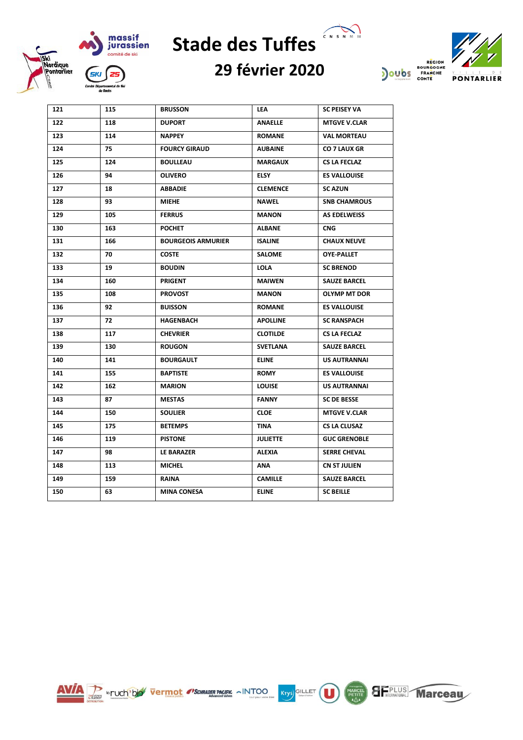# Stade des Tuffes

## 29 février 2020

| | | | | |
|---|---|---|---|---|
| 121 | 115 | BRUSSON | LEA | SC PEISEY VA |
| 122 | 118 | DUPORT | ANAELLE | MTGVE V.CLAR |
| 123 | 114 | NAPPEY | ROMANE | VAL MORTEAU |
| 124 | 75 | FOURCY GIRAUD | AUBAINE | CO 7 LAUX GR |
| 125 | 124 | BOULLEAU | MARGAUX | CS LA FECLAZ |
| 126 | 94 | OLIVERO | ELSY | ES VALLOUISE |
| 127 | 18 | ABBADIE | CLEMENCE | SC AZUN |
| 128 | 93 | MIEHE | NAWEL | SNB CHAMROUS |
| 129 | 105 | FERRUS | MANON | AS EDELWEISS |
| 130 | 163 | POCHET | ALBANE | CNG |
| 131 | 166 | BOURGEOIS ARMURIER | ISALINE | CHAUX NEUVE |
| 132 | 70 | COSTE | SALOME | OYE-PALLET |
| 133 | 19 | BOUDIN | LOLA | SC BRENOD |
| 134 | 160 | PRIGENT | MAIWEN | SAUZE BARCEL |
| 135 | 108 | PROVOST | MANON | OLYMP MT DOR |
| 136 | 92 | BUISSON | ROMANE | ES VALLOUISE |
| 137 | 72 | HAGENBACH | APOLLINE | SC RANSPACH |
| 138 | 117 | CHEVRIER | CLOTILDE | CS LA FECLAZ |
| 139 | 130 | ROUGON | SVETLANA | SAUZE BARCEL |
| 140 | 141 | BOURGAULT | ELINE | US AUTRANNAI |
| 141 | 155 | BAPTISTE | ROMY | ES VALLOUISE |
| 142 | 162 | MARION | LOUISE | US AUTRANNAI |
| 143 | 87 | MESTAS | FANNY | SC DE BESSE |
| 144 | 150 | SOULIER | CLOE | MTGVE V.CLAR |
| 145 | 175 | BETEMPS | TINA | CS LA CLUSAZ |
| 146 | 119 | PISTONE | JULIETTE | GUC GRENOBLE |
| 147 | 98 | LE BARAZER | ALEXIA | SERRE CHEVAL |
| 148 | 113 | MICHEL | ANA | CN ST JULIEN |
| 149 | 159 | RAINA | CAMILLE | SAUZE BARCEL |
| 150 | 63 | MINA CONESA | ELINE | SC BEILLE |